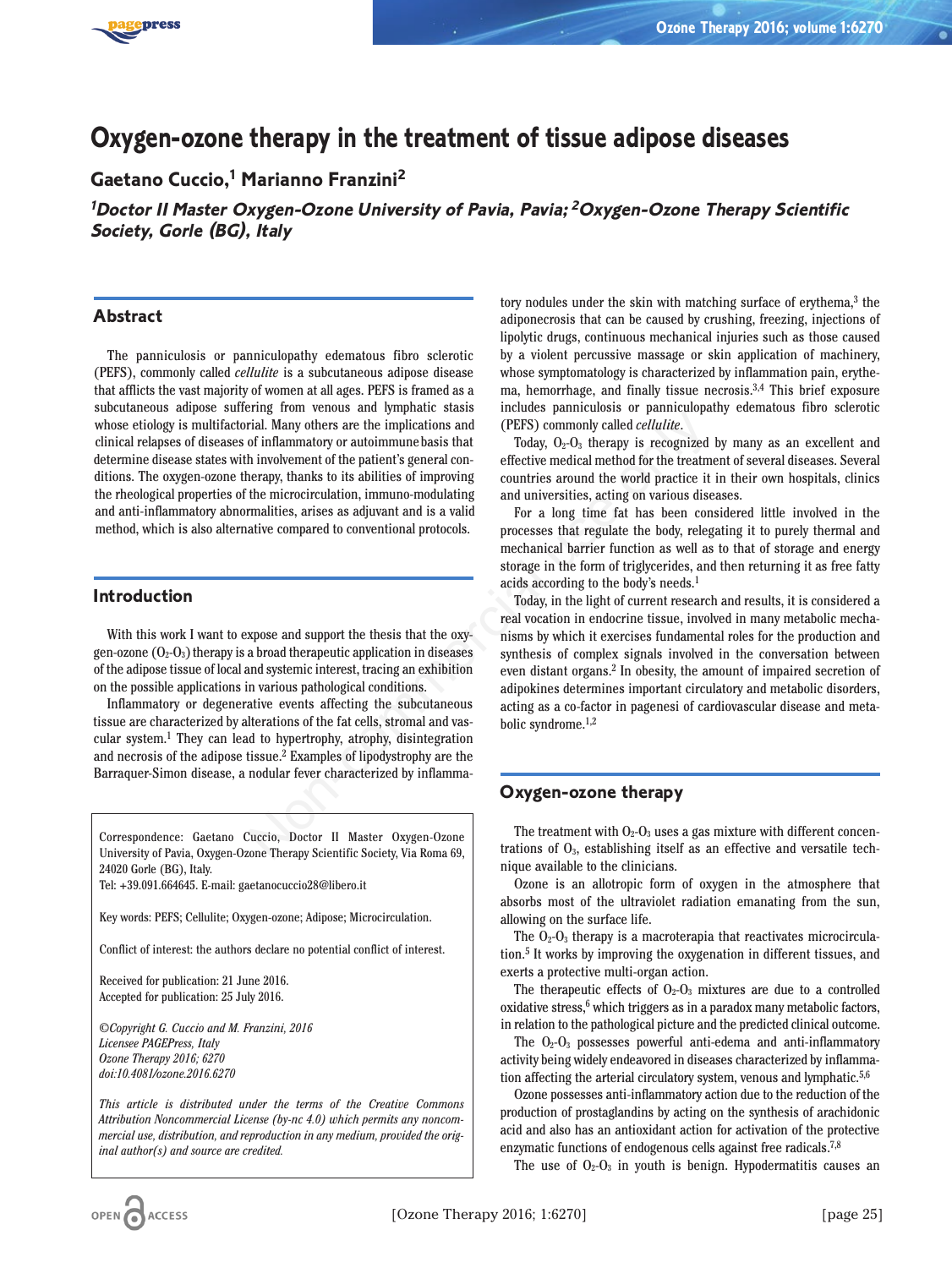# Oxygen-ozone therapy in the treatment of tissue adipose diseases

**Gaetano Cuccio,[1] Marianno Franzini[2]**

***[1]Doctor II Master Oxygen-Ozone University of Pavia, Pavia; [2]Oxygen-Ozone Therapy Scientific Society, Gorle (BG), Italy***

## Abstract

The panniculosis or panniculopathy edematous fibro sclerotic (PEFS), commonly called *cellulite* is a subcutaneous adipose disease that afflicts the vast majority of women at all ages. PEFS is framed as a subcutaneous adipose suffering from venous and lymphatic stasis whose etiology is multifactorial. Many others are the implications and clinical relapses of diseases of inflammatory or autoimmune basis that determine disease states with involvement of the patient's general conditions. The oxygen-ozone therapy, thanks to its abilities of improving the rheological properties of the microcirculation, immuno-modulating and anti-inflammatory abnormalities, arises as adjuvant and is a valid method, which is also alternative compared to conventional protocols.

## Introduction

With this work I want to expose and support the thesis that the oxygen-ozone ($O_2$-$O_3$) therapy is a broad therapeutic application in diseases of the adipose tissue of local and systemic interest, tracing an exhibition on the possible applications in various pathological conditions.

Inflammatory or degenerative events affecting the subcutaneous tissue are characterized by alterations of the fat cells, stromal and vascular system.[1] They can lead to hypertrophy, atrophy, disintegration and necrosis of the adipose tissue.[2] Examples of lipodystrophy are the Barraquer-Simon disease, a nodular fever characterized by inflammatory nodules under the skin with matching surface of erythema,[3] the adiponecrosis that can be caused by crushing, freezing, injections of lipolytic drugs, continuous mechanical injuries such as those caused by a violent percussive massage or skin application of machinery, whose symptomatology is characterized by inflammation pain, erythema, hemorrhage, and finally tissue necrosis.[3,4] This brief exposure includes panniculosis or panniculopathy edematous fibro sclerotic (PEFS) commonly called *cellulite*.

Today, $O_2$-$O_3$ therapy is recognized by many as an excellent and effective medical method for the treatment of several diseases. Several countries around the world practice it in their own hospitals, clinics and universities, acting on various diseases.

For a long time fat has been considered little involved in the processes that regulate the body, relegating it to purely thermal and mechanical barrier function as well as to that of storage and energy storage in the form of triglycerides, and then returning it as free fatty acids according to the body's needs.[1]

Today, in the light of current research and results, it is considered a real vocation in endocrine tissue, involved in many metabolic mechanisms by which it exercises fundamental roles for the production and synthesis of complex signals involved in the conversation between even distant organs.[2] In obesity, the amount of impaired secretion of adipokines determines important circulatory and metabolic disorders, acting as a co-factor in pagenesi of cardiovascular disease and metabolic syndrome.[1,2]

## Oxygen-ozone therapy

The treatment with $O_2$-$O_3$ uses a gas mixture with different concentrations of $O_3$, establishing itself as an effective and versatile technique available to the clinicians.

Ozone is an allotropic form of oxygen in the atmosphere that absorbs most of the ultraviolet radiation emanating from the sun, allowing on the surface life.

The $O_2$-$O_3$ therapy is a macroterapia that reactivates microcirculation.[5] It works by improving the oxygenation in different tissues, and exerts a protective multi-organ action.

The therapeutic effects of $O_2$-$O_3$ mixtures are due to a controlled oxidative stress,[6] which triggers as in a paradox many metabolic factors, in relation to the pathological picture and the predicted clinical outcome.

The $O_2$-$O_3$ possesses powerful anti-edema and anti-inflammatory activity being widely endeavored in diseases characterized by inflammation affecting the arterial circulatory system, venous and lymphatic.[5,6]

Ozone possesses anti-inflammatory action due to the reduction of the production of prostaglandins by acting on the synthesis of arachidonic acid and also has an antioxidant action for activation of the protective enzymatic functions of endogenous cells against free radicals.[7,8]

The use of $O_2$-$O_3$ in youth is benign. Hypodermatitis causes an

---

Correspondence: Gaetano Cuccio, Doctor II Master Oxygen-Ozone University of Pavia, Oxygen-Ozone Therapy Scientific Society, Via Roma 69, 24020 Gorle (BG), Italy.
Tel: +39.091.664645. E-mail: gaetanocuccio28@libero.it

Key words: PEFS; Cellulite; Oxygen-ozone; Adipose; Microcirculation.

Conflict of interest: the authors declare no potential conflict of interest.

Received for publication: 21 June 2016.
Accepted for publication: 25 July 2016.

*©Copyright G. Cuccio and M. Franzini, 2016*
*Licensee PAGEPress, Italy*
*Ozone Therapy 2016; 6270*
*doi:10.4081/ozone.2016.6270*

*This article is distributed under the terms of the Creative Commons Attribution Noncommercial License (by-nc 4.0) which permits any noncommercial use, distribution, and reproduction in any medium, provided the original author(s) and source are credited.*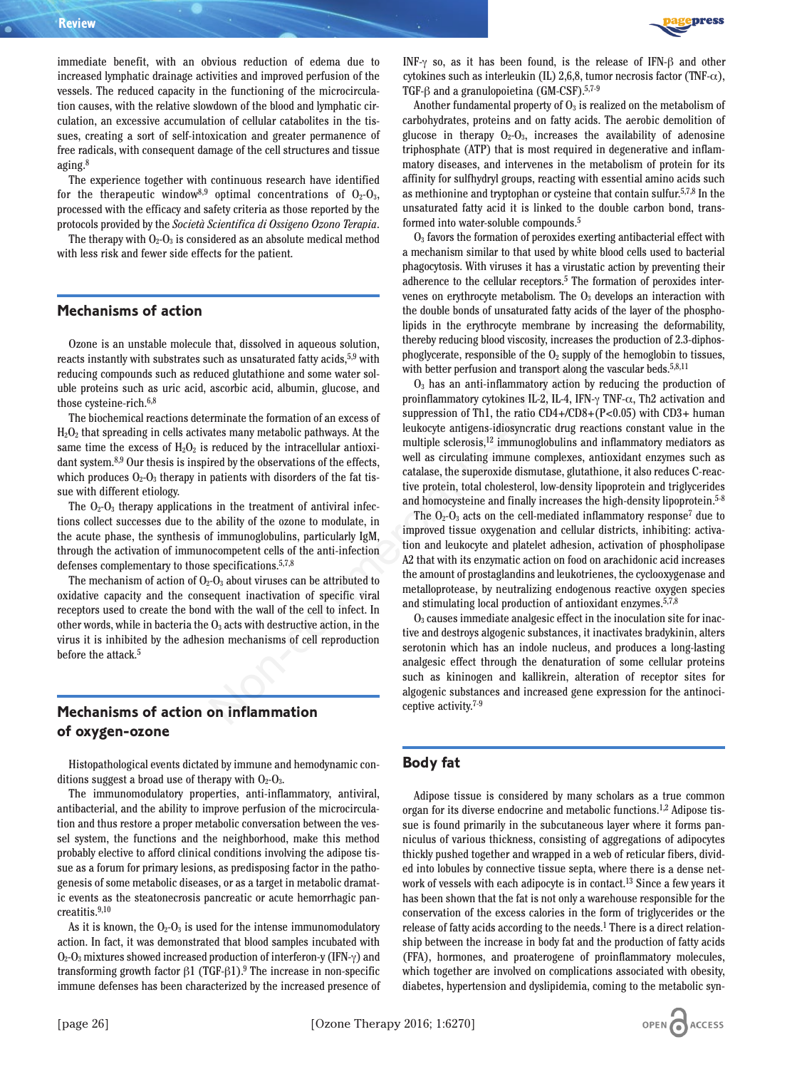immediate benefit, with an obvious reduction of edema due to increased lymphatic drainage activities and improved perfusion of the vessels. The reduced capacity in the functioning of the microcirculation causes, with the relative slowdown of the blood and lymphatic circulation, an excessive accumulation of cellular catabolites in the tissues, creating a sort of self-intoxication and greater permanence of free radicals, with consequent damage of the cell structures and tissue aging.[8]

The experience together with continuous research have identified for the therapeutic window[8,9] optimal concentrations of $O_2$-$O_3$, processed with the efficacy and safety criteria as those reported by the protocols provided by the *Società Scientifica di Ossigeno Ozono Terapia*.

The therapy with $O_2$-$O_3$ is considered as an absolute medical method with less risk and fewer side effects for the patient.

## Mechanisms of action

Ozone is an unstable molecule that, dissolved in aqueous solution, reacts instantly with substrates such as unsaturated fatty acids,[5,9] with reducing compounds such as reduced glutathione and some water soluble proteins such as uric acid, ascorbic acid, albumin, glucose, and those cysteine-rich.[6,8]

The biochemical reactions determinate the formation of an excess of $H_2O_2$ that spreading in cells activates many metabolic pathways. At the same time the excess of $H_2O_2$ is reduced by the intracellular antioxidant system.[8,9] Our thesis is inspired by the observations of the effects, which produces $O_2$-$O_3$ therapy in patients with disorders of the fat tissue with different etiology.

The $O_2$-$O_3$ therapy applications in the treatment of antiviral infections collect successes due to the ability of the ozone to modulate, in the acute phase, the synthesis of immunoglobulins, particularly IgM, through the activation of immunocompetent cells of the anti-infection defenses complementary to those specifications.[5,7,8]

The mechanism of action of $O_2$-$O_3$ about viruses can be attributed to oxidative capacity and the consequent inactivation of specific viral receptors used to create the bond with the wall of the cell to infect. In other words, while in bacteria the $O_3$ acts with destructive action, in the virus it is inhibited by the adhesion mechanisms of cell reproduction before the attack.[5]

## Mechanisms of action on inflammation of oxygen-ozone

Histopathological events dictated by immune and hemodynamic conditions suggest a broad use of therapy with $O_2$-$O_3$.

The immunomodulatory properties, anti-inflammatory, antiviral, antibacterial, and the ability to improve perfusion of the microcirculation and thus restore a proper metabolic conversation between the vessel system, the functions and the neighborhood, make this method probably elective to afford clinical conditions involving the adipose tissue as a forum for primary lesions, as predisposing factor in the pathogenesis of some metabolic diseases, or as a target in metabolic dramatic events as the steatonecrosis pancreatic or acute hemorrhagic pancreatitis.[9,10]

As it is known, the $O_2$-$O_3$ is used for the intense immunomodulatory action. In fact, it was demonstrated that blood samples incubated with $O_2$-$O_3$ mixtures showed increased production of interferon-y (IFN-γ) and transforming growth factor β1 (TGF-β1).[9] The increase in non-specific immune defenses has been characterized by the increased presence of INF-γ so, as it has been found, is the release of IFN-β and other cytokines such as interleukin (IL) 2,6,8, tumor necrosis factor (TNF-α), TGF-β and a granulopoietina (GM-CSF).[5,7-9]

Another fundamental property of $O_3$ is realized on the metabolism of carbohydrates, proteins and on fatty acids. The aerobic demolition of glucose in therapy $O_2$-$O_3$, increases the availability of adenosine triphosphate (ATP) that is most required in degenerative and inflammatory diseases, and intervenes in the metabolism of protein for its affinity for sulfhydryl groups, reacting with essential amino acids such as methionine and tryptophan or cysteine that contain sulfur.[5,7,8] In the unsaturated fatty acid it is linked to the double carbon bond, transformed into water-soluble compounds.[5]

$O_3$ favors the formation of peroxides exerting antibacterial effect with a mechanism similar to that used by white blood cells used to bacterial phagocytosis. With viruses it has a virustatic action by preventing their adherence to the cellular receptors.[5] The formation of peroxides intervenes on erythrocyte metabolism. The $O_3$ develops an interaction with the double bonds of unsaturated fatty acids of the layer of the phospholipids in the erythrocyte membrane by increasing the deformability, thereby reducing blood viscosity, increases the production of 2.3-diphosphoglycerate, responsible of the $O_2$ supply of the hemoglobin to tissues, with better perfusion and transport along the vascular beds.[5,8,11]

$O_3$ has an anti-inflammatory action by reducing the production of proinflammatory cytokines IL-2, IL-4, IFN-γ TNF-α, Th2 activation and suppression of Th1, the ratio CD4+/CD8+($P<0.05$) with CD3+ human leukocyte antigens-idiosyncratic drug reactions constant value in the multiple sclerosis,[12] immunoglobulins and inflammatory mediators as well as circulating immune complexes, antioxidant enzymes such as catalase, the superoxide dismutase, glutathione, it also reduces C-reactive protein, total cholesterol, low-density lipoprotein and triglycerides and homocysteine and finally increases the high-density lipoprotein.[5-8]

The $O_2$-$O_3$ acts on the cell-mediated inflammatory response[7] due to improved tissue oxygenation and cellular districts, inhibiting: activation and leukocyte and platelet adhesion, activation of phospholipase A2 that with its enzymatic action on food on arachidonic acid increases the amount of prostaglandins and leukotrienes, the cyclooxygenase and metalloprotease, by neutralizing endogenous reactive oxygen species and stimulating local production of antioxidant enzymes.[5,7,8]

$O_3$ causes immediate analgesic effect in the inoculation site for inactive and destroys algogenic substances, it inactivates bradykinin, alters serotonin which has an indole nucleus, and produces a long-lasting analgesic effect through the denaturation of some cellular proteins such as kininogen and kallikrein, alteration of receptor sites for algogenic substances and increased gene expression for the antinociceptive activity.[7-9]

## Body fat

Adipose tissue is considered by many scholars as a true common organ for its diverse endocrine and metabolic functions.[1,2] Adipose tissue is found primarily in the subcutaneous layer where it forms panniculus of various thickness, consisting of aggregations of adipocytes thickly pushed together and wrapped in a web of reticular fibers, divided into lobules by connective tissue septa, where there is a dense network of vessels with each adipocyte is in contact.[13] Since a few years it has been shown that the fat is not only a warehouse responsible for the conservation of the excess calories in the form of triglycerides or the release of fatty acids according to the needs.[1] There is a direct relationship between the increase in body fat and the production of fatty acids (FFA), hormones, and proaterogene of proinflammatory molecules, which together are involved on complications associated with obesity, diabetes, hypertension and dyslipidemia, coming to the metabolic syn-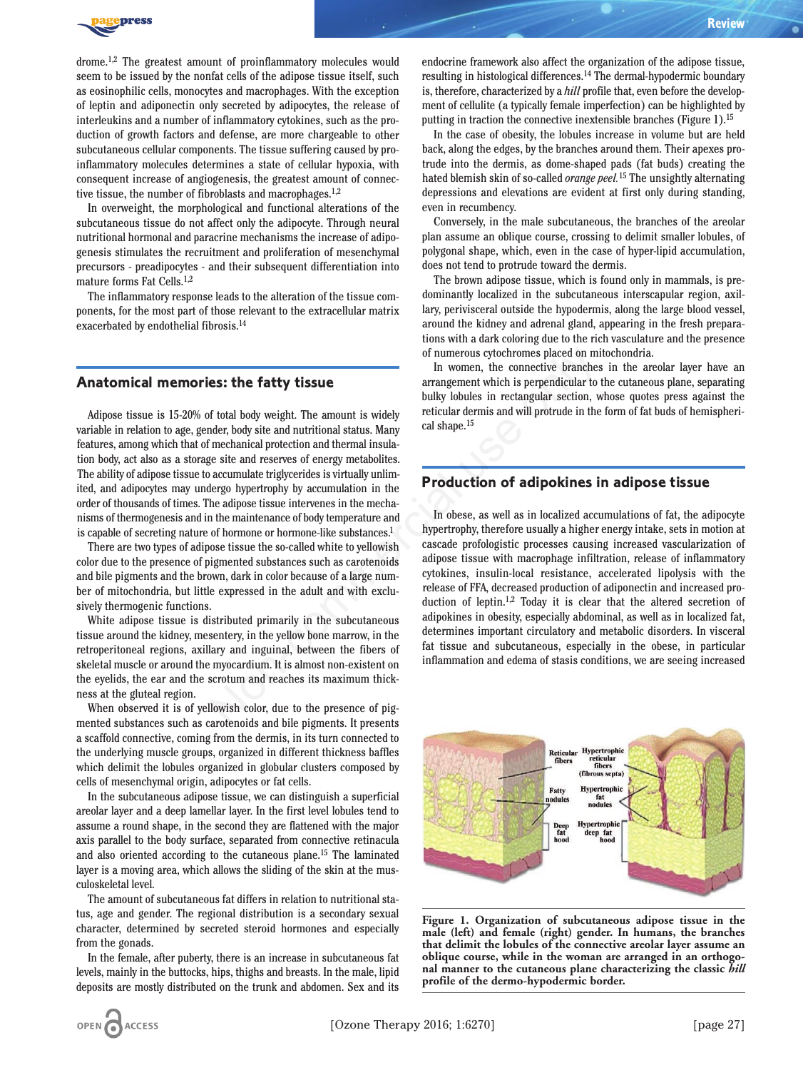drome.[1,2] The greatest amount of proinflammatory molecules would seem to be issued by the nonfat cells of the adipose tissue itself, such as eosinophilic cells, monocytes and macrophages. With the exception of leptin and adiponectin only secreted by adipocytes, the release of interleukins and a number of inflammatory cytokines, such as the production of growth factors and defense, are more chargeable to other subcutaneous cellular components. The tissue suffering caused by proinflammatory molecules determines a state of cellular hypoxia, with consequent increase of angiogenesis, the greatest amount of connective tissue, the number of fibroblasts and macrophages.[1,2]

In overweight, the morphological and functional alterations of the subcutaneous tissue do not affect only the adipocyte. Through neural nutritional hormonal and paracrine mechanisms the increase of adipogenesis stimulates the recruitment and proliferation of mesenchymal precursors - preadipocytes - and their subsequent differentiation into mature forms Fat Cells.[1,2]

The inflammatory response leads to the alteration of the tissue components, for the most part of those relevant to the extracellular matrix exacerbated by endothelial fibrosis.[14]

## Anatomical memories: the fatty tissue

Adipose tissue is 15-20% of total body weight. The amount is widely variable in relation to age, gender, body site and nutritional status. Many features, among which that of mechanical protection and thermal insulation body, act also as a storage site and reserves of energy metabolites. The ability of adipose tissue to accumulate triglycerides is virtually unlimited, and adipocytes may undergo hypertrophy by accumulation in the order of thousands of times. The adipose tissue intervenes in the mechanisms of thermogenesis and in the maintenance of body temperature and is capable of secreting nature of hormone or hormone-like substances.[1]

There are two types of adipose tissue the so-called white to yellowish color due to the presence of pigmented substances such as carotenoids and bile pigments and the brown, dark in color because of a large number of mitochondria, but little expressed in the adult and with exclusively thermogenic functions.

White adipose tissue is distributed primarily in the subcutaneous tissue around the kidney, mesentery, in the yellow bone marrow, in the retroperitoneal regions, axillary and inguinal, between the fibers of skeletal muscle or around the myocardium. It is almost non-existent on the eyelids, the ear and the scrotum and reaches its maximum thickness at the gluteal region.

When observed it is of yellowish color, due to the presence of pigmented substances such as carotenoids and bile pigments. It presents a scaffold connective, coming from the dermis, in its turn connected to the underlying muscle groups, organized in different thickness baffles which delimit the lobules organized in globular clusters composed by cells of mesenchymal origin, adipocytes or fat cells.

In the subcutaneous adipose tissue, we can distinguish a superficial areolar layer and a deep lamellar layer. In the first level lobules tend to assume a round shape, in the second they are flattened with the major axis parallel to the body surface, separated from connective retinacula and also oriented according to the cutaneous plane.[15] The laminated layer is a moving area, which allows the sliding of the skin at the musculoskeletal level.

The amount of subcutaneous fat differs in relation to nutritional status, age and gender. The regional distribution is a secondary sexual character, determined by secreted steroid hormones and especially from the gonads.

In the female, after puberty, there is an increase in subcutaneous fat levels, mainly in the buttocks, hips, thighs and breasts. In the male, lipid deposits are mostly distributed on the trunk and abdomen. Sex and its endocrine framework also affect the organization of the adipose tissue, resulting in histological differences.[14] The dermal-hypodermic boundary is, therefore, characterized by a *hill* profile that, even before the development of cellulite (a typically female imperfection) can be highlighted by putting in traction the connective inextensible branches (Figure 1).[15]

In the case of obesity, the lobules increase in volume but are held back, along the edges, by the branches around them. Their apexes protrude into the dermis, as dome-shaped pads (fat buds) creating the hated blemish skin of so-called *orange peel.*[15] The unsightly alternating depressions and elevations are evident at first only during standing, even in recumbency.

Conversely, in the male subcutaneous, the branches of the areolar plan assume an oblique course, crossing to delimit smaller lobules, of polygonal shape, which, even in the case of hyper-lipid accumulation, does not tend to protrude toward the dermis.

The brown adipose tissue, which is found only in mammals, is predominantly localized in the subcutaneous interscapular region, axillary, perivisceral outside the hypodermis, along the large blood vessel, around the kidney and adrenal gland, appearing in the fresh preparations with a dark coloring due to the rich vasculature and the presence of numerous cytochromes placed on mitochondria.

In women, the connective branches in the areolar layer have an arrangement which is perpendicular to the cutaneous plane, separating bulky lobules in rectangular section, whose quotes press against the reticular dermis and will protrude in the form of fat buds of hemispherical shape.[15]

## Production of adipokines in adipose tissue

In obese, as well as in localized accumulations of fat, the adipocyte hypertrophy, therefore usually a higher energy intake, sets in motion at cascade profologistic processes causing increased vascularization of adipose tissue with macrophage infiltration, release of inflammatory cytokines, insulin-local resistance, accelerated lipolysis with the release of FFA, decreased production of adiponectin and increased production of leptin.[1,2] Today it is clear that the altered secretion of adipokines in obesity, especially abdominal, as well as in localized fat, determines important circulatory and metabolic disorders. In visceral fat tissue and subcutaneous, especially in the obese, in particular inflammation and edema of stasis conditions, we are seeing increased

**Figure 1. Organization of subcutaneous adipose tissue in the male (left) and female (right) gender. In humans, the branches that delimit the lobules of the connective areolar layer assume an oblique course, while in the woman are arranged in an orthogonal manner to the cutaneous plane characterizing the classic *hill* profile of the dermo-hypodermic border.**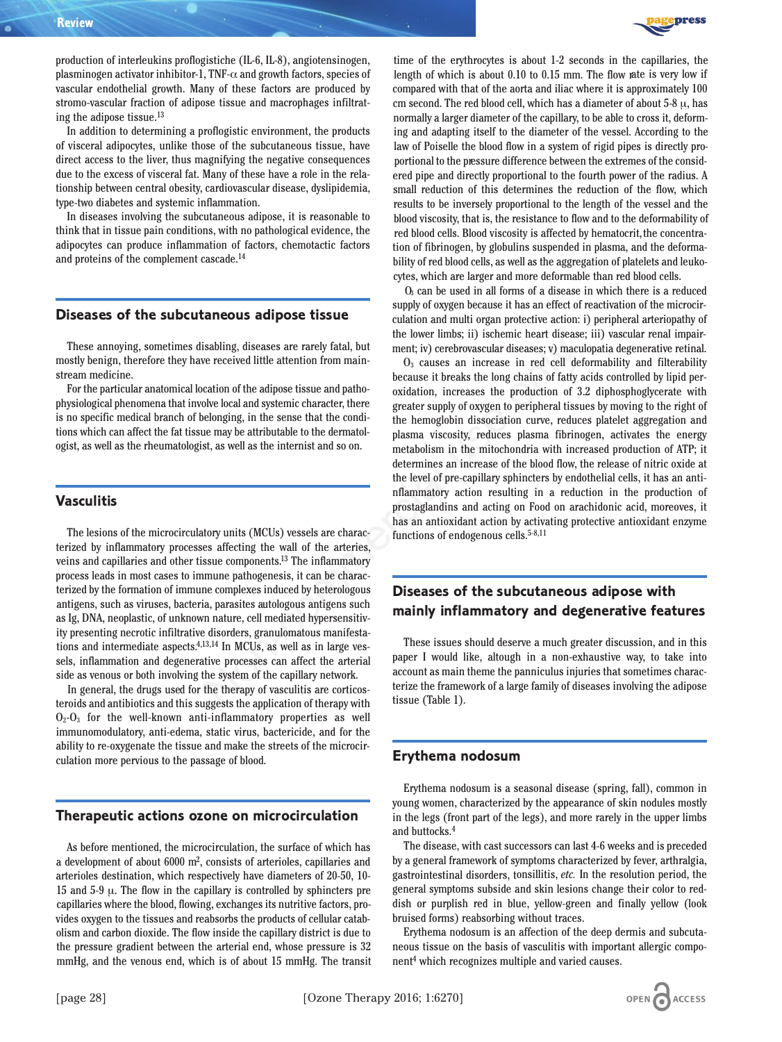production of interleukins proflogistiche (IL-6, IL-8), angiotensinogen, plasminogen activator inhibitor-1, TNF-α and growth factors, species of vascular endothelial growth. Many of these factors are produced by stromo-vascular fraction of adipose tissue and macrophages infiltrating the adipose tissue.[13]

In addition to determining a proflogistic environment, the products of visceral adipocytes, unlike those of the subcutaneous tissue, have direct access to the liver, thus magnifying the negative consequences due to the excess of visceral fat. Many of these have a role in the relationship between central obesity, cardiovascular disease, dyslipidemia, type-two diabetes and systemic inflammation.

In diseases involving the subcutaneous adipose, it is reasonable to think that in tissue pain conditions, with no pathological evidence, the adipocytes can produce inflammation of factors, chemotactic factors and proteins of the complement cascade.[14]

## Diseases of the subcutaneous adipose tissue

These annoying, sometimes disabling, diseases are rarely fatal, but mostly benign, therefore they have received little attention from mainstream medicine.

For the particular anatomical location of the adipose tissue and pathophysiological phenomena that involve local and systemic character, there is no specific medical branch of belonging, in the sense that the conditions which can affect the fat tissue may be attributable to the dermatologist, as well as the rheumatologist, as well as the internist and so on.

## Vasculitis

The lesions of the microcirculatory units (MCUs) vessels are characterized by inflammatory processes affecting the wall of the arteries, veins and capillaries and other tissue components.[13] The inflammatory process leads in most cases to immune pathogenesis, it can be characterized by the formation of immune complexes induced by heterologous antigens, such as viruses, bacteria, parasites autologous antigens such as Ig, DNA, neoplastic, of unknown nature, cell mediated hypersensitivity presenting necrotic infiltrative disorders, granulomatous manifestations and intermediate aspects.[4,13,14] In MCUs, as well as in large vessels, inflammation and degenerative processes can affect the arterial side as venous or both involving the system of the capillary network.

In general, the drugs used for the therapy of vasculitis are corticosteroids and antibiotics and this suggests the application of therapy with $O_2$-$O_3$ for the well-known anti-inflammatory properties as well immunomodulatory, anti-edema, static virus, bactericide, and for the ability to re-oxygenate the tissue and make the streets of the microcirculation more pervious to the passage of blood.

## Therapeutic actions ozone on microcirculation

As before mentioned, the microcirculation, the surface of which has a development of about 6000 $m^2$, consists of arterioles, capillaries and arterioles destination, which respectively have diameters of 20-50, 10-15 and 5-9 μ. The flow in the capillary is controlled by sphincters pre capillaries where the blood, flowing, exchanges its nutritive factors, provides oxygen to the tissues and reabsorbs the products of cellular catabolism and carbon dioxide. The flow inside the capillary district is due to the pressure gradient between the arterial end, whose pressure is 32 mmHg, and the venous end, which is of about 15 mmHg. The transit time of the erythrocytes is about 1-2 seconds in the capillaries, the length of which is about 0.10 to 0.15 mm. The flow rate is very low if compared with that of the aorta and iliac where it is approximately 100 cm second. The red blood cell, which has a diameter of about 5-8 μ, has normally a larger diameter of the capillary, to be able to cross it, deforming and adapting itself to the diameter of the vessel. According to the law of Poiselle the blood flow in a system of rigid pipes is directly proportional to the pressure difference between the extremes of the considered pipe and directly proportional to the fourth power of the radius. A small reduction of this determines the reduction of the flow, which results to be inversely proportional to the length of the vessel and the blood viscosity, that is, the resistance to flow and to the deformability of red blood cells. Blood viscosity is affected by hematocrit, the concentration of fibrinogen, by globulins suspended in plasma, and the deformability of red blood cells, as well as the aggregation of platelets and leukocytes, which are larger and more deformable than red blood cells.

$O_3$ can be used in all forms of a disease in which there is a reduced supply of oxygen because it has an effect of reactivation of the microcirculation and multi organ protective action: i) peripheral arteriopathy of the lower limbs; ii) ischemic heart disease; iii) vascular renal impairment; iv) cerebrovascular diseases; v) maculopatia degenerative retinal.

$O_3$ causes an increase in red cell deformability and filterability because it breaks the long chains of fatty acids controlled by lipid peroxidation, increases the production of 3.2 diphosphoglycerate with greater supply of oxygen to peripheral tissues by moving to the right of the hemoglobin dissociation curve, reduces platelet aggregation and plasma viscosity, reduces plasma fibrinogen, activates the energy metabolism in the mitochondria with increased production of ATP; it determines an increase of the blood flow, the release of nitric oxide at the level of pre-capillary sphincters by endothelial cells, it has an anti-inflammatory action resulting in a reduction in the production of prostaglandins and acting on Food on arachidonic acid, moreoves, it has an antioxidant action by activating protective antioxidant enzyme functions of endogenous cells.[5-8,11]

## Diseases of the subcutaneous adipose with mainly inflammatory and degenerative features

These issues should deserve a much greater discussion, and in this paper I would like, altough in a non-exhaustive way, to take into account as main theme the panniculus injuries that sometimes characterize the framework of a large family of diseases involving the adipose tissue (Table 1).

## Erythema nodosum

Erythema nodosum is a seasonal disease (spring, fall), common in young women, characterized by the appearance of skin nodules mostly in the legs (front part of the legs), and more rarely in the upper limbs and buttocks.[4]

The disease, with cast successors can last 4-6 weeks and is preceded by a general framework of symptoms characterized by fever, arthralgia, gastrointestinal disorders, tonsillitis, *etc.* In the resolution period, the general symptoms subside and skin lesions change their color to reddish or purplish red in blue, yellow-green and finally yellow (look bruised forms) reabsorbing without traces.

Erythema nodosum is an affection of the deep dermis and subcutaneous tissue on the basis of vasculitis with important allergic component[4] which recognizes multiple and varied causes.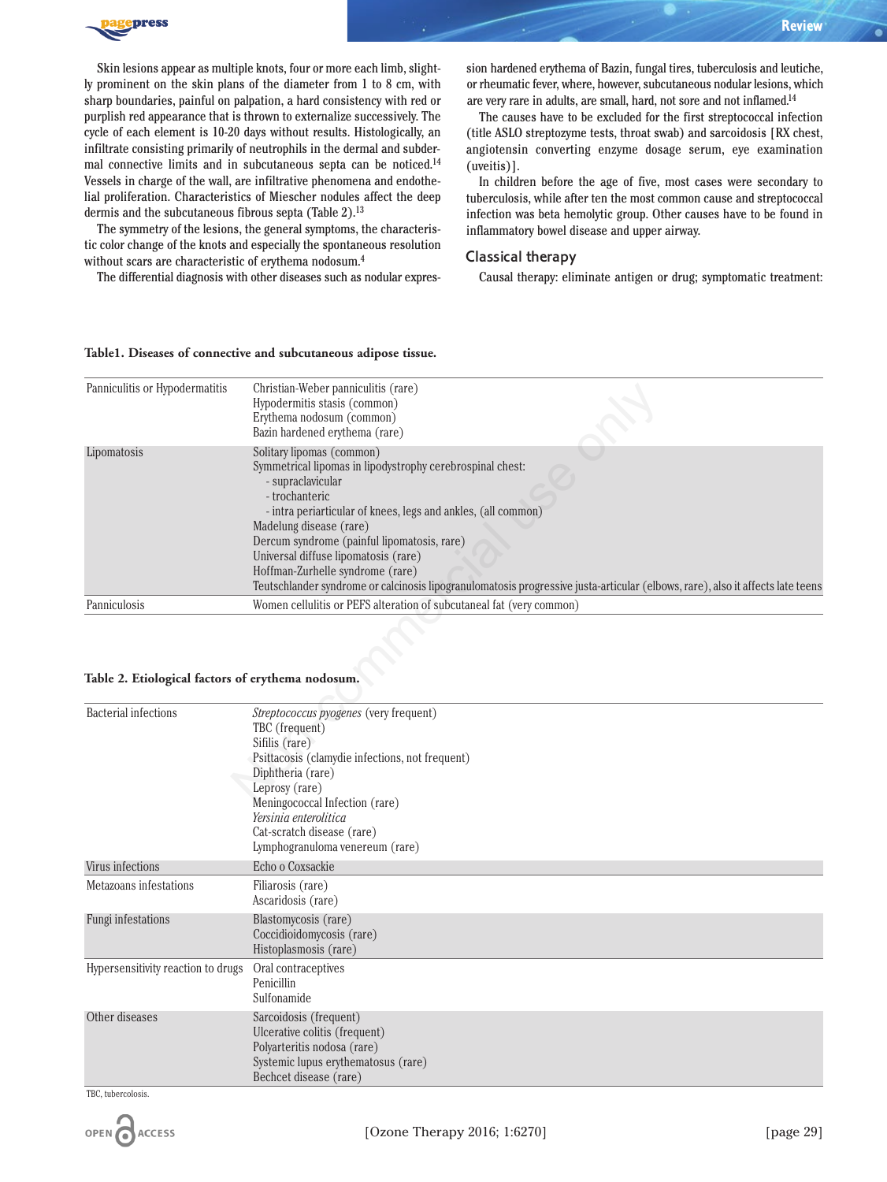Skin lesions appear as multiple knots, four or more each limb, slightly prominent on the skin plans of the diameter from 1 to 8 cm, with sharp boundaries, painful on palpation, a hard consistency with red or purplish red appearance that is thrown to externalize successively. The cycle of each element is 10-20 days without results. Histologically, an infiltrate consisting primarily of neutrophils in the dermal and subdermal connective limits and in subcutaneous septa can be noticed.[14] Vessels in charge of the wall, are infiltrative phenomena and endothelial proliferation. Characteristics of Miescher nodules affect the deep dermis and the subcutaneous fibrous septa (Table 2).[13]

The symmetry of the lesions, the general symptoms, the characteristic color change of the knots and especially the spontaneous resolution without scars are characteristic of erythema nodosum.[4]

The differential diagnosis with other diseases such as nodular expression hardened erythema of Bazin, fungal tires, tuberculosis and leutiche, or rheumatic fever, where, however, subcutaneous nodular lesions, which are very rare in adults, are small, hard, not sore and not inflamed.[14]

The causes have to be excluded for the first streptococcal infection (title ASLO streptozyme tests, throat swab) and sarcoidosis [RX chest, angiotensin converting enzyme dosage serum, eye examination (uveitis)].

In children before the age of five, most cases were secondary to tuberculosis, while after ten the most common cause and streptococcal infection was beta hemolytic group. Other causes have to be found in inflammatory bowel disease and upper airway.

## Classical therapy

Causal therapy: eliminate antigen or drug; symptomatic treatment:

**Table1. Diseases of connective and subcutaneous adipose tissue.**

| | |
|---|---|
| Panniculitis or Hypodermatitis | Christian-Weber panniculitis (rare)<br>Hypodermitis stasis (common)<br>Erythema nodosum (common)<br>Bazin hardened erythema (rare) |
| Lipomatosis | Solitary lipomas (common)<br>Symmetrical lipomas in lipodystrophy cerebrospinal chest:<br>- supraclavicular<br>- trochanteric<br>- intra periarticular of knees, legs and ankles, (all common)<br>Madelung disease (rare)<br>Dercum syndrome (painful lipomatosis, rare)<br>Universal diffuse lipomatosis (rare)<br>Hoffman-Zurhelle syndrome (rare)<br>Teutschlander syndrome or calcinosis lipogranulomatosis progressive justa-articular (elbows, rare), also it affects late teens |
| Panniculosis | Women cellulitis or PEFS alteration of subcutaneal fat (very common) |

**Table 2. Etiological factors of erythema nodosum.**

| | |
|---|---|
| Bacterial infections | *Streptococcus pyogenes* (very frequent)<br>TBC (frequent)<br>Sifilis (rare)<br>Psittacosis (clamydie infections, not frequent)<br>Diphtheria (rare)<br>Leprosy (rare)<br>Meningococcal Infection (rare)<br>*Yersinia enterolitica*<br>Cat-scratch disease (rare)<br>Lymphogranuloma venereum (rare) |
| Virus infections | Echo o Coxsackie |
| Metazoans infestations | Filiarosis (rare)<br>Ascaridosis (rare) |
| Fungi infestations | Blastomycosis (rare)<br>Coccidioidomycosis (rare)<br>Histoplasmosis (rare) |
| Hypersensitivity reaction to drugs | Oral contraceptives<br>Penicillin<br>Sulfonamide |
| Other diseases | Sarcoidosis (frequent)<br>Ulcerative colitis (frequent)<br>Polyarteritis nodosa (rare)<br>Systemic lupus erythematosus (rare)<br>Bechcet disease (rare) |

TBC, tubercolosis.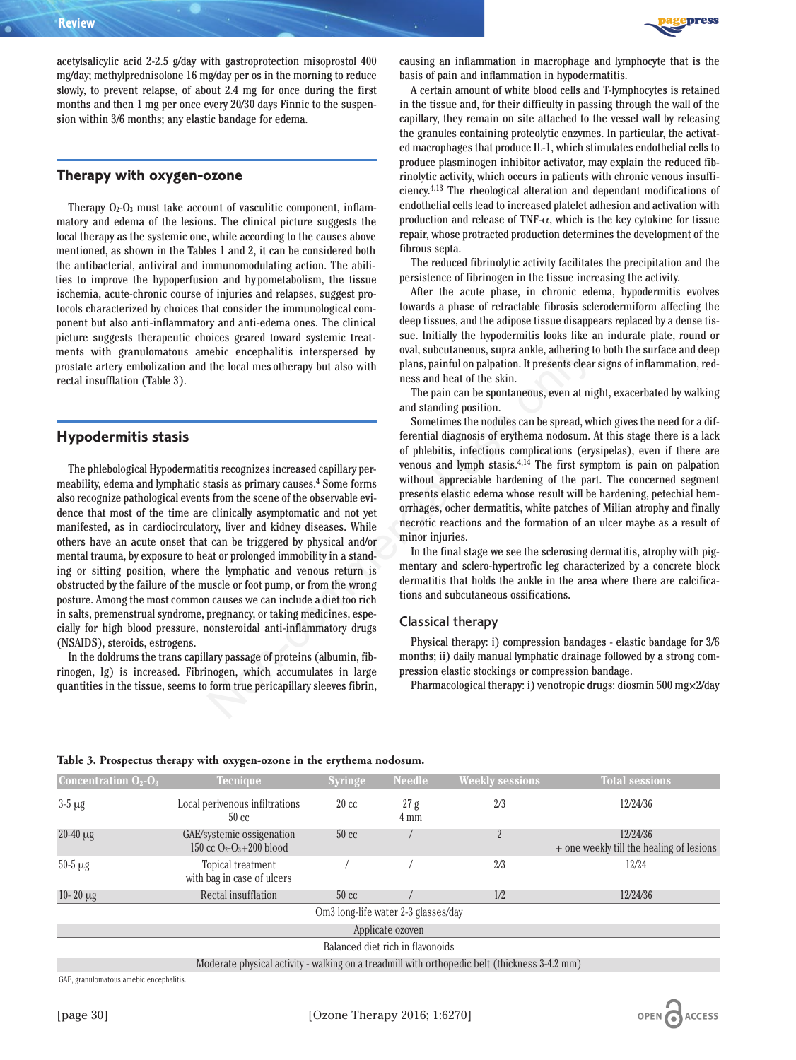acetylsalicylic acid 2-2.5 g/day with gastroprotection misoprostol 400 mg/day; methylprednisolone 16 mg/day per os in the morning to reduce slowly, to prevent relapse, of about 2.4 mg for once during the first months and then 1 mg per once every 20/30 days Finnic to the suspension within 3/6 months; any elastic bandage for edema.

## Therapy with oxygen-ozone

Therapy $O_2$-$O_3$ must take account of vasculitic component, inflammatory and edema of the lesions. The clinical picture suggests the local therapy as the systemic one, while according to the causes above mentioned, as shown in the Tables 1 and 2, it can be considered both the antibacterial, antiviral and immunomodulating action. The abilities to improve the hypoperfusion and hypometabolism, the tissue ischemia, acute-chronic course of injuries and relapses, suggest protocols characterized by choices that consider the immunological component but also anti-inflammatory and anti-edema ones. The clinical picture suggests therapeutic choices geared toward systemic treatments with granulomatous amebic encephalitis interspersed by prostate artery embolization and the local mesotherapy but also with rectal insufflation (Table 3).

## Hypodermitis stasis

The phlebological Hypodermatitis recognizes increased capillary permeability, edema and lymphatic stasis as primary causes.[4] Some forms also recognize pathological events from the scene of the observable evidence that most of the time are clinically asymptomatic and not yet manifested, as in cardiocirculatory, liver and kidney diseases. While others have an acute onset that can be triggered by physical and/or mental trauma, by exposure to heat or prolonged immobility in a standing or sitting position, where the lymphatic and venous return is obstructed by the failure of the muscle or foot pump, or from the wrong posture. Among the most common causes we can include a diet too rich in salts, premenstrual syndrome, pregnancy, or taking medicines, especially for high blood pressure, nonsteroidal anti-inflammatory drugs (NSAIDS), steroids, estrogens.

In the doldrums the trans capillary passage of proteins (albumin, fibrinogen, Ig) is increased. Fibrinogen, which accumulates in large quantities in the tissue, seems to form true pericapillary sleeves fibrin, causing an inflammation in macrophage and lymphocyte that is the basis of pain and inflammation in hypodermatitis.

A certain amount of white blood cells and T-lymphocytes is retained in the tissue and, for their difficulty in passing through the wall of the capillary, they remain on site attached to the vessel wall by releasing the granules containing proteolytic enzymes. In particular, the activated macrophages that produce IL-1, which stimulates endothelial cells to produce plasminogen inhibitor activator, may explain the reduced fibrinolytic activity, which occurs in patients with chronic venous insufficiency.[4,13] The rheological alteration and dependant modifications of endothelial cells lead to increased platelet adhesion and activation with production and release of TNF-$\alpha$, which is the key cytokine for tissue repair, whose protracted production determines the development of the fibrous septa.

The reduced fibrinolytic activity facilitates the precipitation and the persistence of fibrinogen in the tissue increasing the activity.

After the acute phase, in chronic edema, hypodermitis evolves towards a phase of retractable fibrosis sclerodermiform affecting the deep tissues, and the adipose tissue disappears replaced by a dense tissue. Initially the hypodermitis looks like an indurate plate, round or oval, subcutaneous, supra ankle, adhering to both the surface and deep plans, painful on palpation. It presents clear signs of inflammation, redness and heat of the skin.

The pain can be spontaneous, even at night, exacerbated by walking and standing position.

Sometimes the nodules can be spread, which gives the need for a differential diagnosis of erythema nodosum. At this stage there is a lack of phlebitis, infectious complications (erysipelas), even if there are venous and lymph stasis.[4,14] The first symptom is pain on palpation without appreciable hardening of the part. The concerned segment presents elastic edema whose result will be hardening, petechial hemorrhages, ocher dermatitis, white patches of Milian atrophy and finally necrotic reactions and the formation of an ulcer maybe as a result of minor injuries.

In the final stage we see the sclerosing dermatitis, atrophy with pigmentary and sclero-hypertrofic leg characterized by a concrete block dermatitis that holds the ankle in the area where there are calcifications and subcutaneous ossifications.

### Classical therapy

Physical therapy: i) compression bandages - elastic bandage for 3/6 months; ii) daily manual lymphatic drainage followed by a strong compression elastic stockings or compression bandage.

Pharmacological therapy: i) venotropic drugs: diosmin 500 mg×2/day

**Table 3. Prospectus therapy with oxygen-ozone in the erythema nodosum.**

| Concentration $O_2$-$O_3$ | Tecnique | Syringe | Needle | Weekly sessions | Total sessions |
|---|---|---|---|---|---|
| 3-5 μg | Local perivenous infiltrations 50 cc | 20 cc | 27 g 4 mm | 2/3 | 12/24/36 |
| 20-40 μg | GAE/systemic ossigenation 150 cc $O_2$-$O_3$+200 blood | 50 cc | / | 2 | 12/24/36 + one weekly till the healing of lesions |
| 50-5 μg | Topical treatment with bag in case of ulcers | / | / | 2/3 | 12/24 |
| 10- 20 μg | Rectal insufflation | 50 cc | / | 1/2 | 12/24/36 |
| Om3 long-life water 2-3 glasses/day | | | | | |
| Applicate ozoven | | | | | |
| Balanced diet rich in flavonoids | | | | | |
| Moderate physical activity - walking on a treadmill with orthopedic belt (thickness 3-4.2 mm) | | | | | |

GAE, granulomatous amebic encephalitis.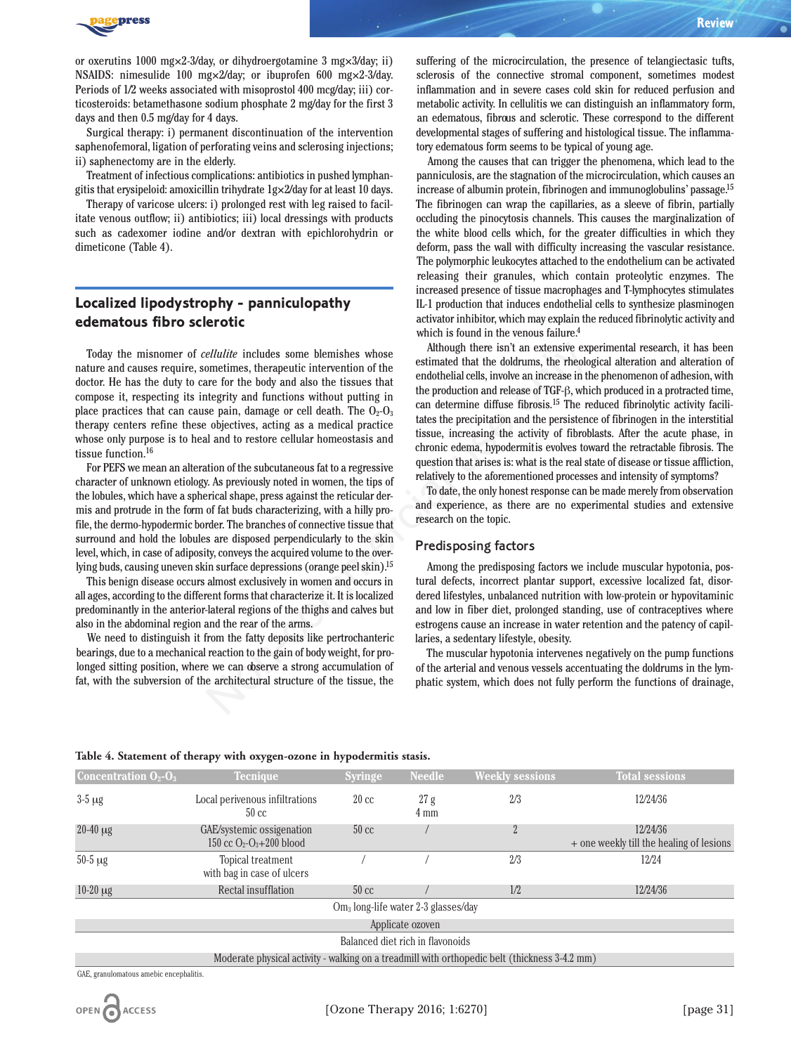or oxerutins 1000 mg×2-3/day, or dihydroergotamine 3 mg×3/day; ii) NSAIDS: nimesulide 100 mg×2/day; or ibuprofen 600 mg×2-3/day. Periods of 1/2 weeks associated with misoprostol 400 mcg/day; iii) corticosteroids: betamethasone sodium phosphate 2 mg/day for the first 3 days and then 0.5 mg/day for 4 days.

Surgical therapy: i) permanent discontinuation of the intervention saphenofemoral, ligation of perforating veins and sclerosing injections; ii) saphenectomy are in the elderly.

Treatment of infectious complications: antibiotics in pushed lymphangitis that erysipeloid: amoxicillin trihydrate 1g×2/day for at least 10 days.

Therapy of varicose ulcers: i) prolonged rest with leg raised to facilitate venous outflow; ii) antibiotics; iii) local dressings with products such as cadexomer iodine and/or dextran with epichlorohydrin or dimeticone (Table 4).

## Localized lipodystrophy - panniculopathy edematous fibro sclerotic

Today the misnomer of *cellulite* includes some blemishes whose nature and causes require, sometimes, therapeutic intervention of the doctor. He has the duty to care for the body and also the tissues that compose it, respecting its integrity and functions without putting in place practices that can cause pain, damage or cell death. The $O_2$-$O_3$ therapy centers refine these objectives, acting as a medical practice whose only purpose is to heal and to restore cellular homeostasis and tissue function.[16]

For PEFS we mean an alteration of the subcutaneous fat to a regressive character of unknown etiology. As previously noted in women, the tips of the lobules, which have a spherical shape, press against the reticular dermis and protrude in the form of fat buds characterizing, with a hilly profile, the dermo-hypodermic border. The branches of connective tissue that surround and hold the lobules are disposed perpendicularly to the skin level, which, in case of adiposity, conveys the acquired volume to the overlying buds, causing uneven skin surface depressions (orange peel skin).[15]

This benign disease occurs almost exclusively in women and occurs in all ages, according to the different forms that characterize it. It is localized predominantly in the anterior-lateral regions of the thighs and calves but also in the abdominal region and the rear of the arms.

We need to distinguish it from the fatty deposits like pertrochanteric bearings, due to a mechanical reaction to the gain of body weight, for prolonged sitting position, where we can observe a strong accumulation of fat, with the subversion of the architectural structure of the tissue, the suffering of the microcirculation, the presence of telangiectasic tufts, sclerosis of the connective stromal component, sometimes modest inflammation and in severe cases cold skin for reduced perfusion and metabolic activity. In cellulitis we can distinguish an inflammatory form, an edematous, fibrous and sclerotic. These correspond to the different developmental stages of suffering and histological tissue. The inflammatory edematous form seems to be typical of young age.

Among the causes that can trigger the phenomena, which lead to the panniculosis, are the stagnation of the microcirculation, which causes an increase of albumin protein, fibrinogen and immunoglobulins' passage.[15] The fibrinogen can wrap the capillaries, as a sleeve of fibrin, partially occluding the pinocytosis channels. This causes the marginalization of the white blood cells which, for the greater difficulties in which they deform, pass the wall with difficulty increasing the vascular resistance. The polymorphic leukocytes attached to the endothelium can be activated releasing their granules, which contain proteolytic enzymes. The increased presence of tissue macrophages and T-lymphocytes stimulates IL-1 production that induces endothelial cells to synthesize plasminogen activator inhibitor, which may explain the reduced fibrinolytic activity and which is found in the venous failure.[4]

Although there isn't an extensive experimental research, it has been estimated that the doldrums, the rheological alteration and alteration of endothelial cells, involve an increase in the phenomenon of adhesion, with the production and release of TGF-β, which produced in a protracted time, can determine diffuse fibrosis.[15] The reduced fibrinolytic activity facilitates the precipitation and the persistence of fibrinogen in the interstitial tissue, increasing the activity of fibroblasts. After the acute phase, in chronic edema, hypodermitis evolves toward the retractable fibrosis. The question that arises is: what is the real state of disease or tissue affliction, relatively to the aforementioned processes and intensity of symptoms?

To date, the only honest response can be made merely from observation and experience, as there are no experimental studies and extensive research on the topic.

### Predisposing factors

Among the predisposing factors we include muscular hypotonia, postural defects, incorrect plantar support, excessive localized fat, disordered lifestyles, unbalanced nutrition with low-protein or hypovitaminic and low in fiber diet, prolonged standing, use of contraceptives where estrogens cause an increase in water retention and the patency of capillaries, a sedentary lifestyle, obesity.

The muscular hypotonia intervenes negatively on the pump functions of the arterial and venous vessels accentuating the doldrums in the lymphatic system, which does not fully perform the functions of drainage,

**Table 4. Statement of therapy with oxygen-ozone in hypodermitis stasis.**

| Concentration $O_2$-$O_3$ | Tecnique | Syringe | Needle | Weekly sessions | Total sessions |
|---|---|---|---|---|---|
| 3-5 μg | Local perivenous infiltrations 50 cc | 20 cc | 27 g 4 mm | 2/3 | 12/24/36 |
| 20-40 μg | GAE/systemic ossigenation 150 cc $O_2$-$O_3$+200 blood | 50 cc | / | 2 | 12/24/36 + one weekly till the healing of lesions |
| 50-5 μg | Topical treatment with bag in case of ulcers | / | / | 2/3 | 12/24 |
| 10-20 μg | Rectal insufflation | 50 cc | / | 1/2 | 12/24/36 |
| Om$_3$ long-life water 2-3 glasses/day | | | | | |
| Applicate ozoven | | | | | |
| Balanced diet rich in flavonoids | | | | | |
| Moderate physical activity - walking on a treadmill with orthopedic belt (thickness 3-4.2 mm) | | | | | |

GAE, granulomatous amebic encephalitis.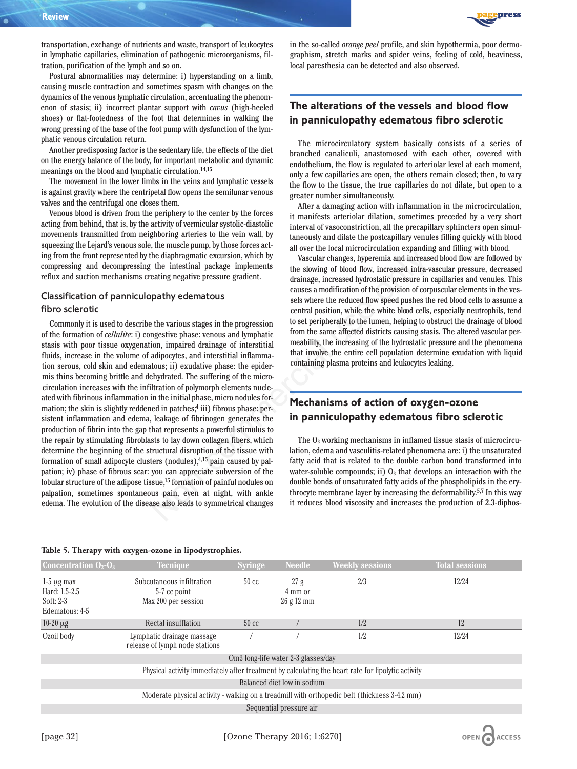transportation, exchange of nutrients and waste, transport of leukocytes in lymphatic capillaries, elimination of pathogenic microorganisms, filtration, purification of the lymph and so on.

Postural abnormalities may determine: i) hyperstanding on a limb, causing muscle contraction and sometimes spasm with changes on the dynamics of the venous lymphatic circulation, accentuating the phenomenon of stasis; ii) incorrect plantar support with *cavus* (high-heeled shoes) or flat-footedness of the foot that determines in walking the wrong pressing of the base of the foot pump with dysfunction of the lymphatic venous circulation return.

Another predisposing factor is the sedentary life, the effects of the diet on the energy balance of the body, for important metabolic and dynamic meanings on the blood and lymphatic circulation.[14,15]

The movement in the lower limbs in the veins and lymphatic vessels is against gravity where the centripetal flow opens the semilunar venous valves and the centrifugal one closes them.

Venous blood is driven from the periphery to the center by the forces acting from behind, that is, by the activity of vermicular systolic-diastolic movements transmitted from neighboring arteries to the vein wall, by squeezing the Lejard's venous sole, the muscle pump, by those forces acting from the front represented by the diaphragmatic excursion, which by compressing and decompressing the intestinal package implements reflux and suction mechanisms creating negative pressure gradient.

### Classification of panniculopathy edematous fibro sclerotic

Commonly it is used to describe the various stages in the progression of the formation of *cellulite*: i) congestive phase: venous and lymphatic stasis with poor tissue oxygenation, impaired drainage of interstitial fluids, increase in the volume of adipocytes, and interstitial inflammation serous, cold skin and edematous; ii) exudative phase: the epidermis thins becoming brittle and dehydrated. The suffering of the microcirculation increases with the infiltration of polymorph elements nucleated with fibrinous inflammation in the initial phase, micro nodules formation; the skin is slightly reddened in patches;[4] iii) fibrous phase: persistent inflammation and edema, leakage of fibrinogen generates the production of fibrin into the gap that represents a powerful stimulus to the repair by stimulating fibroblasts to lay down collagen fibers, which determine the beginning of the structural disruption of the tissue with formation of small adipocyte clusters (nodules),[4,15] pain caused by palpation; iv) phase of fibrous scar: you can appreciate subversion of the lobular structure of the adipose tissue,[15] formation of painful nodules on palpation, sometimes spontaneous pain, even at night, with ankle edema. The evolution of the disease also leads to symmetrical changes in the so-called *orange peel* profile, and skin hypothermia, poor dermographism, stretch marks and spider veins, feeling of cold, heaviness, local paresthesia can be detected and also observed.

## The alterations of the vessels and blood flow in panniculopathy edematous fibro sclerotic

The microcirculatory system basically consists of a series of branched canaliculi, anastomosed with each other, covered with endothelium, the flow is regulated to arteriolar level at each moment, only a few capillaries are open, the others remain closed; then, to vary the flow to the tissue, the true capillaries do not dilate, but open to a greater number simultaneously.

After a damaging action with inflammation in the microcirculation, it manifests arteriolar dilation, sometimes preceded by a very short interval of vasoconstriction, all the precapillary sphincters open simultaneously and dilate the postcapillary venules filling quickly with blood all over the local microcirculation expanding and filling with blood.

Vascular changes, hyperemia and increased blood flow are followed by the slowing of blood flow, increased intra-vascular pressure, decreased drainage, increased hydrostatic pressure in capillaries and venules. This causes a modification of the provision of corpuscular elements in the vessels where the reduced flow speed pushes the red blood cells to assume a central position, while the white blood cells, especially neutrophils, tend to set peripherally to the lumen, helping to obstruct the drainage of blood from the same affected districts causing stasis. The altered vascular permeability, the increasing of the hydrostatic pressure and the phenomena that involve the entire cell population determine exudation with liquid containing plasma proteins and leukocytes leaking.

## Mechanisms of action of oxygen-ozone in panniculopathy edematous fibro sclerotic

The $O_3$ working mechanisms in inflamed tissue stasis of microcirculation, edema and vasculitis-related phenomena are: i) the unsaturated fatty acid that is related to the double carbon bond transformed into water-soluble compounds; ii) $O_3$ that develops an interaction with the double bonds of unsaturated fatty acids of the phospholipids in the erythrocyte membrane layer by increasing the deformability.[5,7] In this way it reduces blood viscosity and increases the production of 2.3-diphos-

**Table 5. Therapy with oxygen-ozone in lipodystrophies.**

| Concentration $O_2$-$O_3$ | Tecnique | Syringe | Needle | Weekly sessions | Total sessions |
|---|---|---|---|---|---|
| 1-5 μg max<br>Hard: 1.5-2.5<br>Soft: 2-3<br>Edematous: 4-5 | Subcutaneous infiltration<br>5-7 cc point<br>Max 200 per session | 50 cc | 27 g<br>4 mm or<br>26 g 12 mm | 2/3 | 12/24 |
| 10-20 μg | Rectal insufflation | 50 cc | / | 1/2 | 12 |
| Ozoil body | Lymphatic drainage massage<br>release of lymph node stations | / | / | 1/2 | 12/24 |
| Om3 long-life water 2-3 glasses/day | | | | | |
| Physical activity immediately after treatment by calculating the heart rate for lipolytic activity | | | | | |
| Balanced diet low in sodium | | | | | |
| Moderate physical activity - walking on a treadmill with orthopedic belt (thickness 3-4.2 mm) | | | | | |
| Sequential pressure air | | | | | |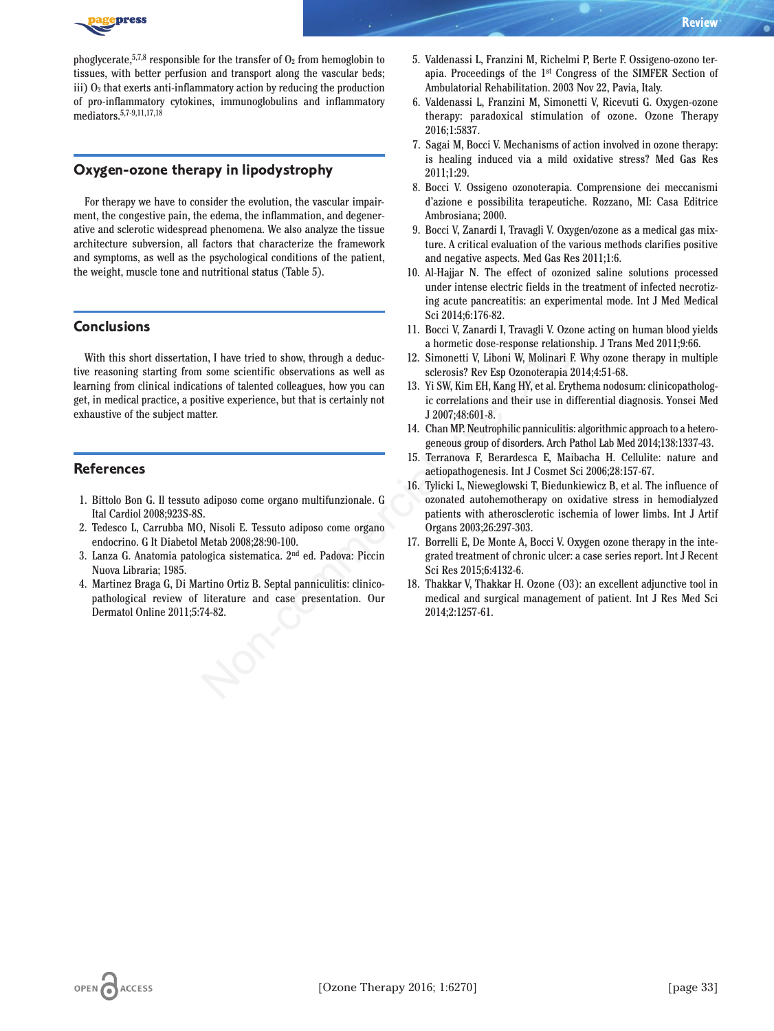phoglycerate,[5,7,8] responsible for the transfer of $O_2$ from hemoglobin to tissues, with better perfusion and transport along the vascular beds; iii) $O_3$ that exerts anti-inflammatory action by reducing the production of pro-inflammatory cytokines, immunoglobulins and inflammatory mediators.[5,7-9,11,17,18]

## Oxygen-ozone therapy in lipodystrophy

For therapy we have to consider the evolution, the vascular impairment, the congestive pain, the edema, the inflammation, and degenerative and sclerotic widespread phenomena. We also analyze the tissue architecture subversion, all factors that characterize the framework and symptoms, as well as the psychological conditions of the patient, the weight, muscle tone and nutritional status (Table 5).

## Conclusions

With this short dissertation, I have tried to show, through a deductive reasoning starting from some scientific observations as well as learning from clinical indications of talented colleagues, how you can get, in medical practice, a positive experience, but that is certainly not exhaustive of the subject matter.

## References

1. Bittolo Bon G. Il tessuto adiposo come organo multifunzionale. G Ital Cardiol 2008;923S-8S.
2. Tedesco L, Carrubba MO, Nisoli E. Tessuto adiposo come organo endocrino. G It Diabetol Metab 2008;28:90-100.
3. Lanza G. Anatomia patologica sistematica. 2nd ed. Padova: Piccin Nuova Libraria; 1985.
4. Martinez Braga G, Di Martino Ortiz B. Septal panniculitis: clinicopathological review of literature and case presentation. Our Dermatol Online 2011;5:74-82.
5. Valdenassi L, Franzini M, Richelmi P, Berte F. Ossigeno-ozono terapia. Proceedings of the 1st Congress of the SIMFER Section of Ambulatorial Rehabilitation. 2003 Nov 22, Pavia, Italy.
6. Valdenassi L, Franzini M, Simonetti V, Ricevuti G. Oxygen-ozone therapy: paradoxical stimulation of ozone. Ozone Therapy 2016;1:5837.
7. Sagai M, Bocci V. Mechanisms of action involved in ozone therapy: is healing induced via a mild oxidative stress? Med Gas Res 2011;1:29.
8. Bocci V. Ossigeno ozonoterapia. Comprensione dei meccanismi d'azione e possibilita terapeutiche. Rozzano, MI: Casa Editrice Ambrosiana; 2000.
9. Bocci V, Zanardi I, Travagli V. Oxygen/ozone as a medical gas mixture. A critical evaluation of the various methods clarifies positive and negative aspects. Med Gas Res 2011;1:6.
10. Al-Hajjar N. The effect of ozonized saline solutions processed under intense electric fields in the treatment of infected necrotizing acute pancreatitis: an experimental mode. Int J Med Medical Sci 2014;6:176-82.
11. Bocci V, Zanardi I, Travagli V. Ozone acting on human blood yields a hormetic dose-response relationship. J Trans Med 2011;9:66.
12. Simonetti V, Liboni W, Molinari F. Why ozone therapy in multiple sclerosis? Rev Esp Ozonoterapia 2014;4:51-68.
13. Yi SW, Kim EH, Kang HY, et al. Erythema nodosum: clinicopathologic correlations and their use in differential diagnosis. Yonsei Med J 2007;48:601-8.
14. Chan MP. Neutrophilic panniculitis: algorithmic approach to a heterogeneous group of disorders. Arch Pathol Lab Med 2014;138:1337-43.
15. Terranova F, Berardesca E, Maibacha H. Cellulite: nature and aetiopathogenesis. Int J Cosmet Sci 2006;28:157-67.
16. Tylicki L, Nieweglowski T, Biedunkiewicz B, et al. The influence of ozonated autohemotherapy on oxidative stress in hemodialyzed patients with atherosclerotic ischemia of lower limbs. Int J Artif Organs 2003;26:297-303.
17. Borrelli E, De Monte A, Bocci V. Oxygen ozone therapy in the integrated treatment of chronic ulcer: a case series report. Int J Recent Sci Res 2015;6:4132-6.
18. Thakkar V, Thakkar H. Ozone (O3): an excellent adjunctive tool in medical and surgical management of patient. Int J Res Med Sci 2014;2:1257-61.